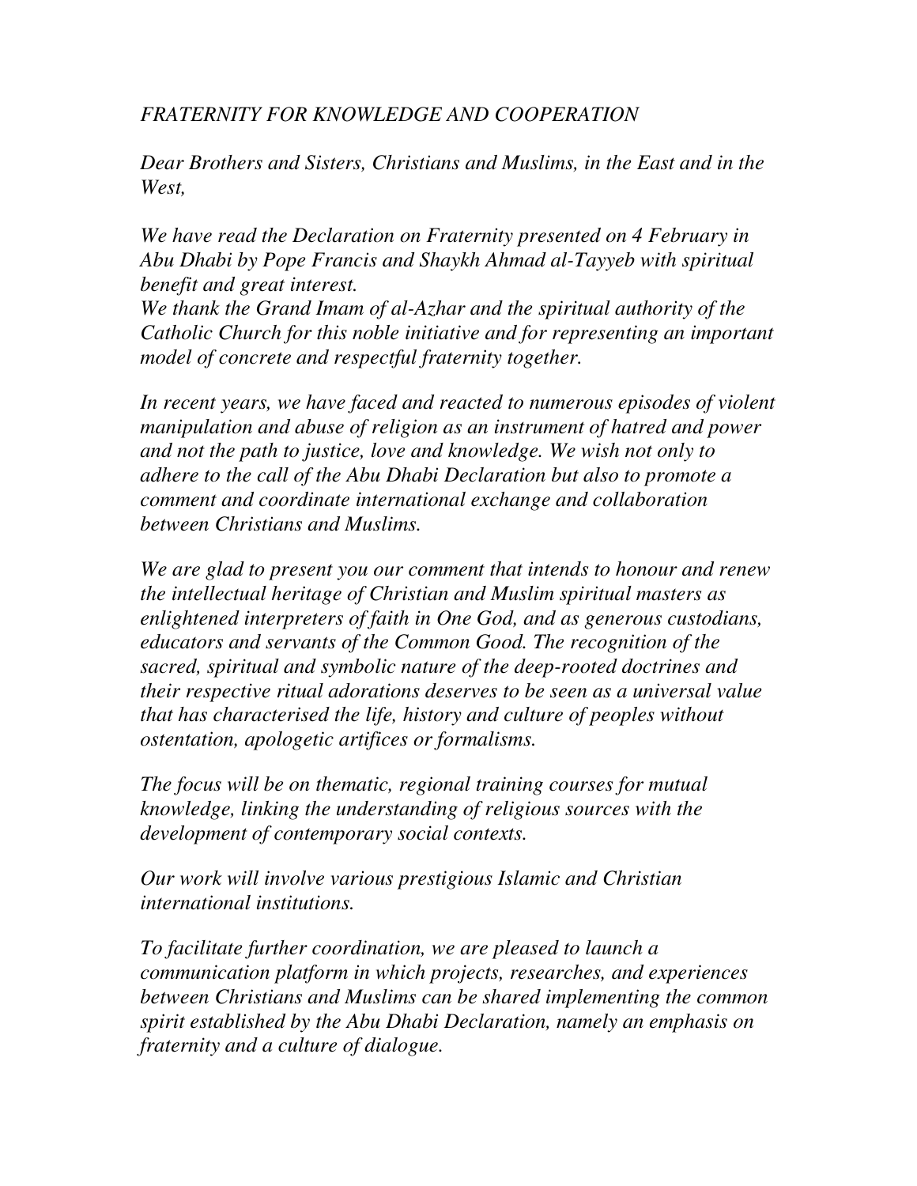*FRATERNITY FOR KNOWLEDGE AND COOPERATION*

*Dear Brothers and Sisters, Christians and Muslims, in the East and in the West,*

*We have read the Declaration on Fraternity presented on 4 February in Abu Dhabi by Pope Francis and Shaykh Ahmad al-Tayyeb with spiritual benefit and great interest.*
*We thank the Grand Imam of al-Azhar and the spiritual authority of the Catholic Church for this noble initiative and for representing an important model of concrete and respectful fraternity together.*

*In recent years, we have faced and reacted to numerous episodes of violent manipulation and abuse of religion as an instrument of hatred and power and not the path to justice, love and knowledge. We wish not only to adhere to the call of the Abu Dhabi Declaration but also to promote a comment and coordinate international exchange and collaboration between Christians and Muslims.*

*We are glad to present you our comment that intends to honour and renew the intellectual heritage of Christian and Muslim spiritual masters as enlightened interpreters of faith in One God, and as generous custodians, educators and servants of the Common Good. The recognition of the sacred, spiritual and symbolic nature of the deep-rooted doctrines and their respective ritual adorations deserves to be seen as a universal value that has characterised the life, history and culture of peoples without ostentation, apologetic artifices or formalisms.*

*The focus will be on thematic, regional training courses for mutual knowledge, linking the understanding of religious sources with the development of contemporary social contexts.*

*Our work will involve various prestigious Islamic and Christian international institutions.*

*To facilitate further coordination, we are pleased to launch a communication platform in which projects, researches, and experiences between Christians and Muslims can be shared implementing the common spirit established by the Abu Dhabi Declaration, namely an emphasis on fraternity and a culture of dialogue.*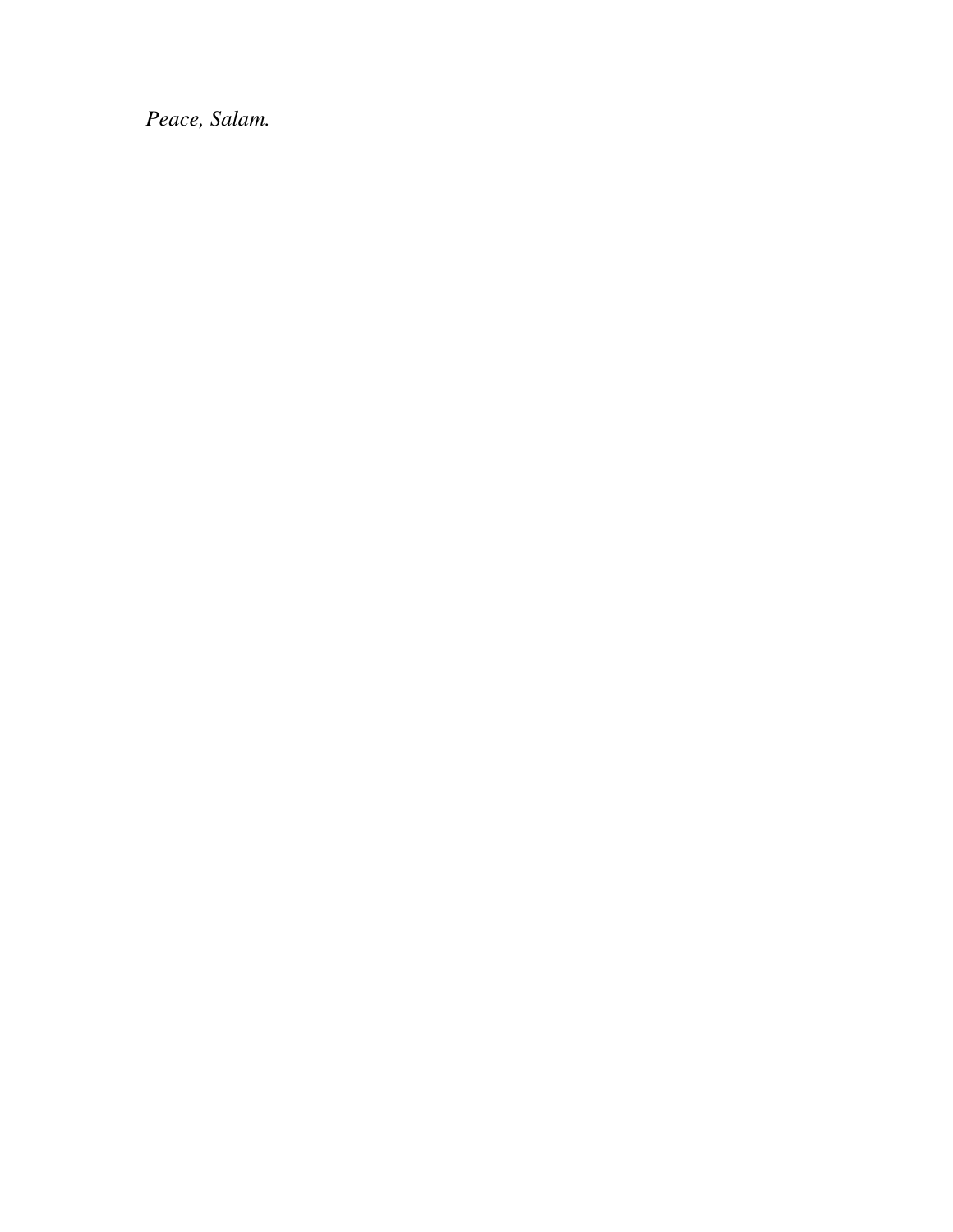*Peace, Salam.*